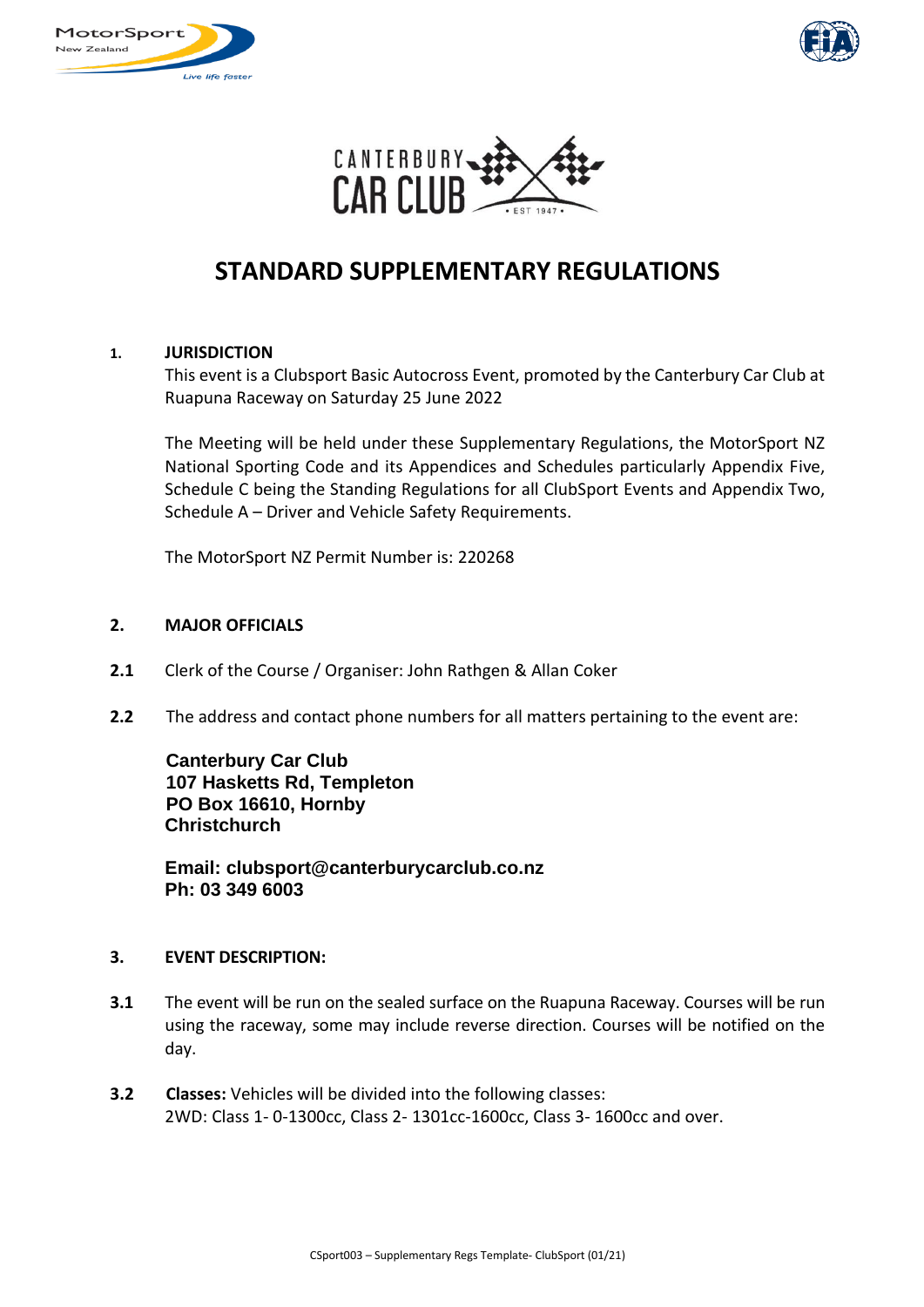# STANDARD SUPPLEMENTARY REGULATIONS

**1. JURISDICTION**

This event is a Clubsport Basic Autocross Event, promoted by the Canterbury Car Club at Ruapuna Raceway on Saturday 25 June 2022

The Meeting will be held under these Supplementary Regulations, the MotorSport NZ National Sporting Code and its Appendices and Schedules particularly Appendix Five, Schedule C being the Standing Regulations for all ClubSport Events and Appendix Two, Schedule A – Driver and Vehicle Safety Requirements.

The MotorSport NZ Permit Number is: 220268

**2. MAJOR OFFICIALS**

**2.1** Clerk of the Course / Organiser: John Rathgen & Allan Coker

**2.2** The address and contact phone numbers for all matters pertaining to the event are:

**Canterbury Car Club**
**107 Hasketts Rd, Templeton**
**PO Box 16610, Hornby**
**Christchurch**

**Email: clubsport@canterburycarclub.co.nz**
**Ph: 03 349 6003**

**3. EVENT DESCRIPTION:**

**3.1** The event will be run on the sealed surface on the Ruapuna Raceway. Courses will be run using the raceway, some may include reverse direction. Courses will be notified on the day.

**3.2** **Classes:** Vehicles will be divided into the following classes:
2WD: Class 1- 0-1300cc, Class 2- 1301cc-1600cc, Class 3- 1600cc and over.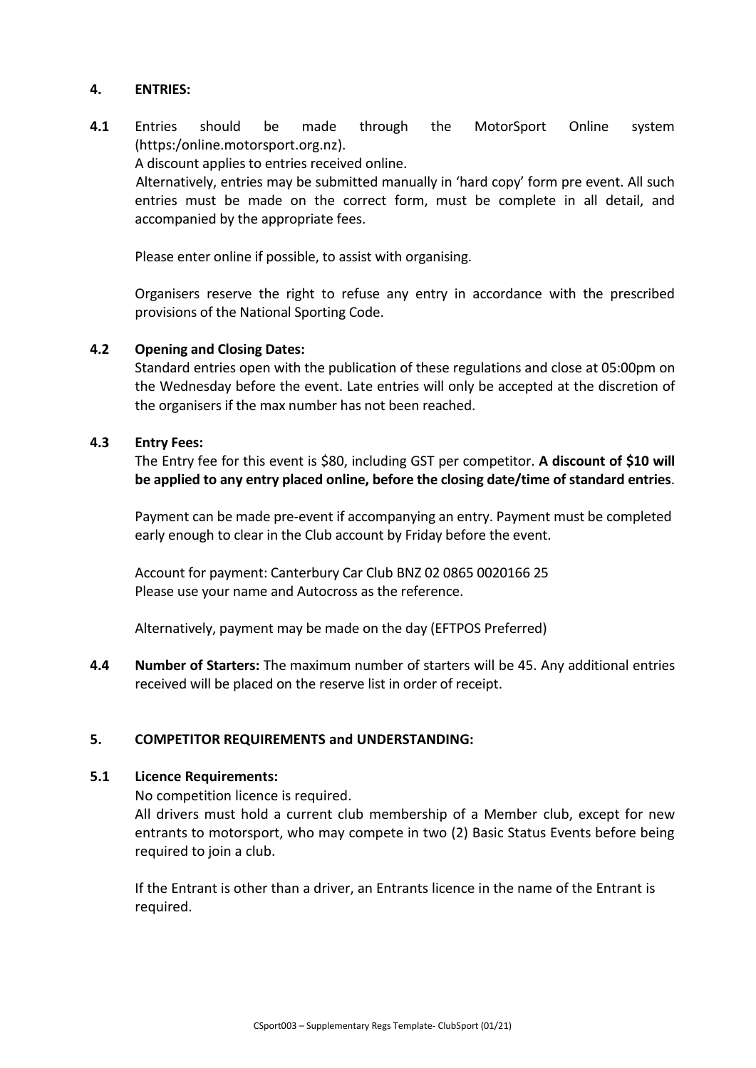## 4. ENTRIES:

**4.1** Entries should be made through the MotorSport Online system (https:/online.motorsport.org.nz).

A discount applies to entries received online.

Alternatively, entries may be submitted manually in 'hard copy' form pre event. All such entries must be made on the correct form, must be complete in all detail, and accompanied by the appropriate fees.

Please enter online if possible, to assist with organising.

Organisers reserve the right to refuse any entry in accordance with the prescribed provisions of the National Sporting Code.

**4.2 Opening and Closing Dates:**

Standard entries open with the publication of these regulations and close at 05:00pm on the Wednesday before the event. Late entries will only be accepted at the discretion of the organisers if the max number has not been reached.

**4.3 Entry Fees:**

The Entry fee for this event is $80, including GST per competitor. **A discount of $10 will be applied to any entry placed online, before the closing date/time of standard entries**.

Payment can be made pre-event if accompanying an entry. Payment must be completed early enough to clear in the Club account by Friday before the event.

Account for payment: Canterbury Car Club BNZ 02 0865 0020166 25

Please use your name and Autocross as the reference.

Alternatively, payment may be made on the day (EFTPOS Preferred)

**4.4 Number of Starters:** The maximum number of starters will be 45. Any additional entries received will be placed on the reserve list in order of receipt.

## 5. COMPETITOR REQUIREMENTS and UNDERSTANDING:

**5.1 Licence Requirements:**

No competition licence is required.

All drivers must hold a current club membership of a Member club, except for new entrants to motorsport, who may compete in two (2) Basic Status Events before being required to join a club.

If the Entrant is other than a driver, an Entrants licence in the name of the Entrant is required.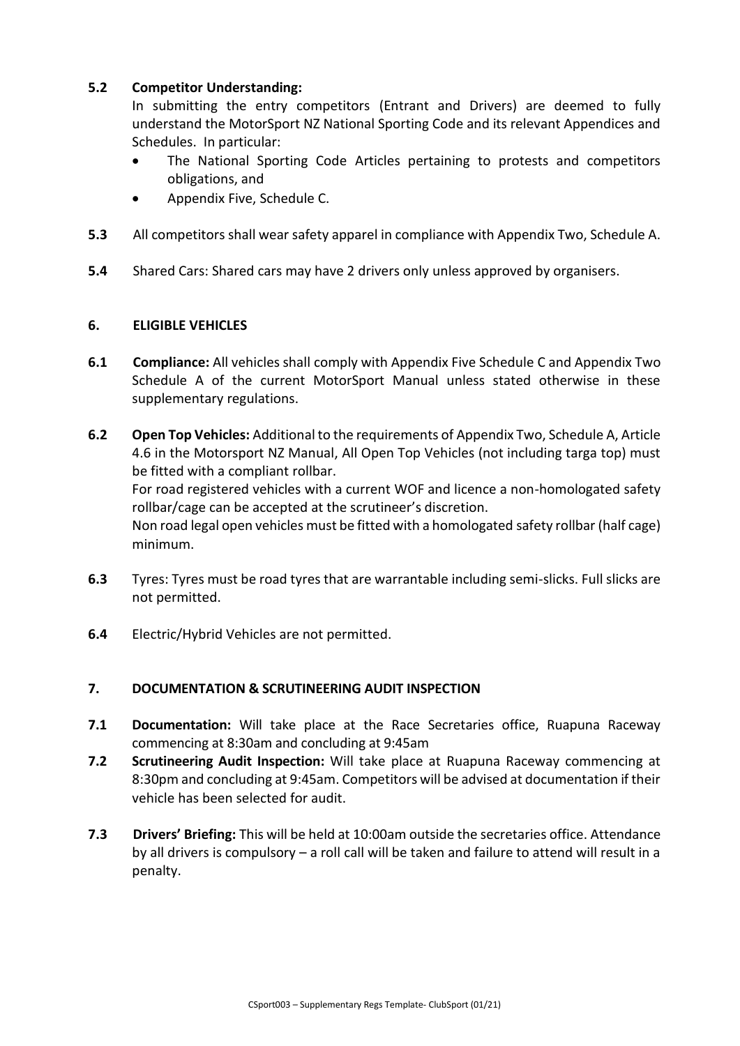**5.2 Competitor Understanding:**

In submitting the entry competitors (Entrant and Drivers) are deemed to fully understand the MotorSport NZ National Sporting Code and its relevant Appendices and Schedules. In particular:

- The National Sporting Code Articles pertaining to protests and competitors obligations, and
- Appendix Five, Schedule C.

**5.3** All competitors shall wear safety apparel in compliance with Appendix Two, Schedule A.

**5.4** Shared Cars: Shared cars may have 2 drivers only unless approved by organisers.

## 6. ELIGIBLE VEHICLES

**6.1 Compliance:** All vehicles shall comply with Appendix Five Schedule C and Appendix Two Schedule A of the current MotorSport Manual unless stated otherwise in these supplementary regulations.

**6.2 Open Top Vehicles:** Additional to the requirements of Appendix Two, Schedule A, Article 4.6 in the Motorsport NZ Manual, All Open Top Vehicles (not including targa top) must be fitted with a compliant rollbar.
For road registered vehicles with a current WOF and licence a non-homologated safety rollbar/cage can be accepted at the scrutineer's discretion.
Non road legal open vehicles must be fitted with a homologated safety rollbar (half cage) minimum.

**6.3** Tyres: Tyres must be road tyres that are warrantable including semi-slicks. Full slicks are not permitted.

**6.4** Electric/Hybrid Vehicles are not permitted.

## 7. DOCUMENTATION & SCRUTINEERING AUDIT INSPECTION

**7.1 Documentation:** Will take place at the Race Secretaries office, Ruapuna Raceway commencing at 8:30am and concluding at 9:45am

**7.2 Scrutineering Audit Inspection:** Will take place at Ruapuna Raceway commencing at 8:30pm and concluding at 9:45am. Competitors will be advised at documentation if their vehicle has been selected for audit.

**7.3 Drivers' Briefing:** This will be held at 10:00am outside the secretaries office. Attendance by all drivers is compulsory – a roll call will be taken and failure to attend will result in a penalty.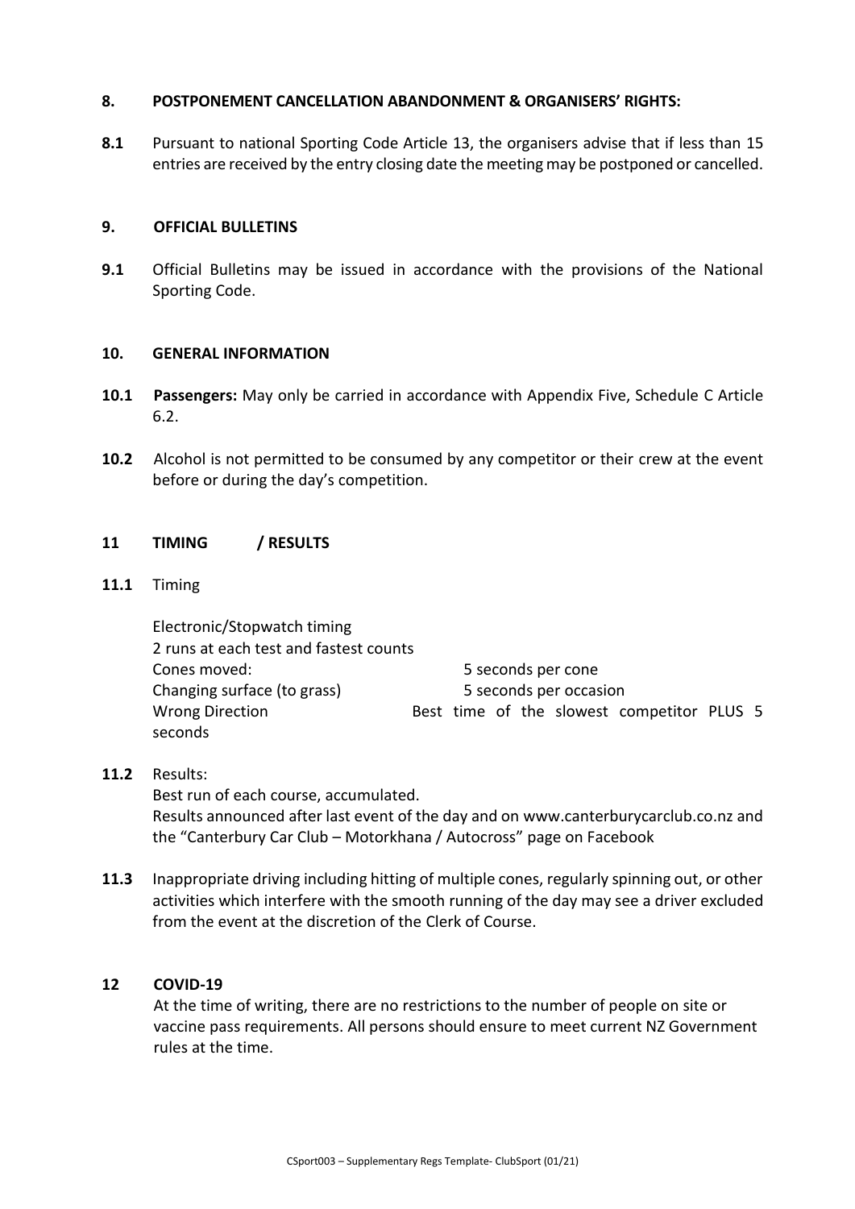## 8. POSTPONEMENT CANCELLATION ABANDONMENT & ORGANISERS' RIGHTS:

**8.1** Pursuant to national Sporting Code Article 13, the organisers advise that if less than 15 entries are received by the entry closing date the meeting may be postponed or cancelled.

## 9. OFFICIAL BULLETINS

**9.1** Official Bulletins may be issued in accordance with the provisions of the National Sporting Code.

## 10. GENERAL INFORMATION

**10.1** **Passengers:** May only be carried in accordance with Appendix Five, Schedule C Article 6.2.

**10.2** Alcohol is not permitted to be consumed by any competitor or their crew at the event before or during the day's competition.

## 11 TIMING / RESULTS

**11.1** Timing

Electronic/Stopwatch timing
2 runs at each test and fastest counts

| | |
|---|---|
| Cones moved: | 5 seconds per cone |
| Changing surface (to grass) | 5 seconds per occasion |
| Wrong Direction | Best time of the slowest competitor PLUS 5 seconds |

**11.2** Results:
Best run of each course, accumulated.
Results announced after last event of the day and on www.canterburycarclub.co.nz and the "Canterbury Car Club – Motorkhana / Autocross" page on Facebook

**11.3** Inappropriate driving including hitting of multiple cones, regularly spinning out, or other activities which interfere with the smooth running of the day may see a driver excluded from the event at the discretion of the Clerk of Course.

## 12 COVID-19

At the time of writing, there are no restrictions to the number of people on site or vaccine pass requirements. All persons should ensure to meet current NZ Government rules at the time.